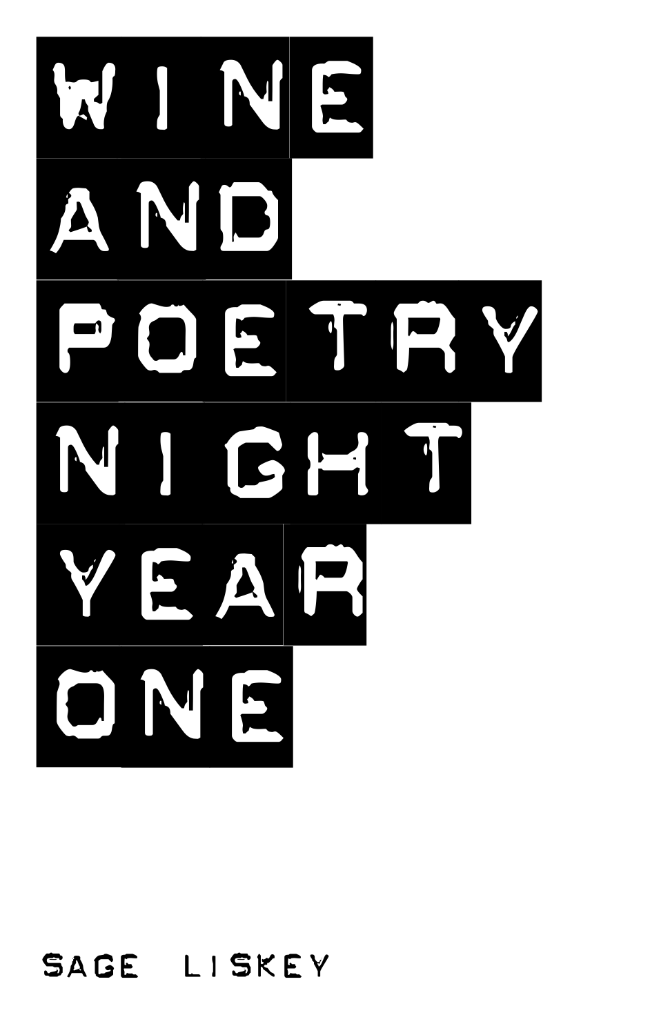# WINE AND POETRY NIGHT YEAR ONE

SAGE LISKEY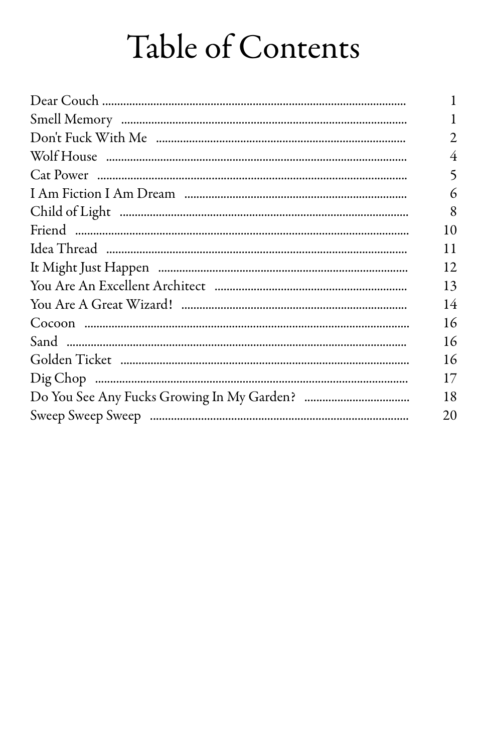# Table of Contents

| | |
|---|---|
| Dear Couch | 1 |
| Smell Memory | 1 |
| Don't Fuck With Me | 2 |
| Wolf House | 4 |
| Cat Power | 5 |
| I Am Fiction I Am Dream | 6 |
| Child of Light | 8 |
| Friend | 10 |
| Idea Thread | 11 |
| It Might Just Happen | 12 |
| You Are An Excellent Architect | 13 |
| You Are A Great Wizard! | 14 |
| Cocoon | 16 |
| Sand | 16 |
| Golden Ticket | 16 |
| Dig Chop | 17 |
| Do You See Any Fucks Growing In My Garden? | 18 |
| Sweep Sweep Sweep | 20 |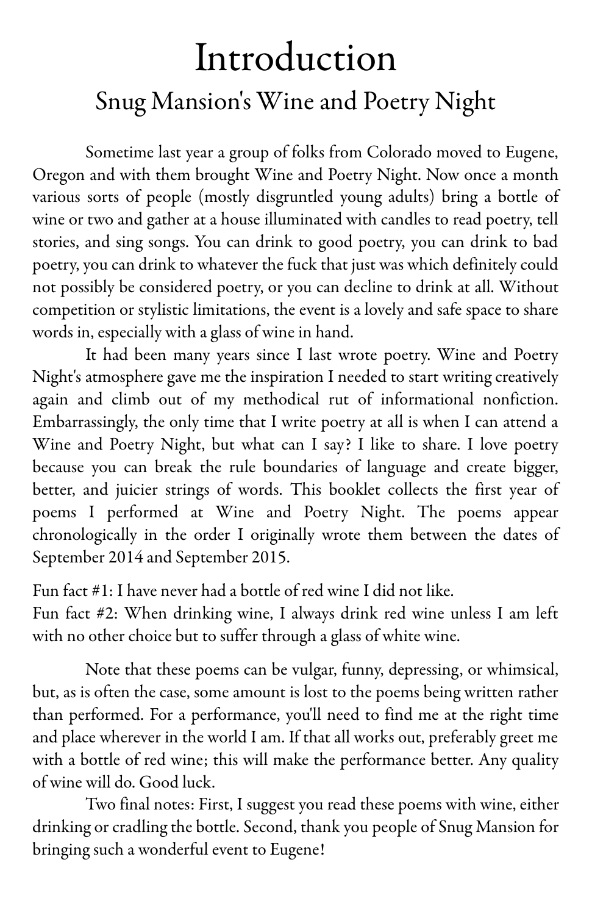# Introduction

## Snug Mansion's Wine and Poetry Night

Sometime last year a group of folks from Colorado moved to Eugene, Oregon and with them brought Wine and Poetry Night. Now once a month various sorts of people (mostly disgruntled young adults) bring a bottle of wine or two and gather at a house illuminated with candles to read poetry, tell stories, and sing songs. You can drink to good poetry, you can drink to bad poetry, you can drink to whatever the fuck that just was which definitely could not possibly be considered poetry, or you can decline to drink at all. Without competition or stylistic limitations, the event is a lovely and safe space to share words in, especially with a glass of wine in hand.

It had been many years since I last wrote poetry. Wine and Poetry Night's atmosphere gave me the inspiration I needed to start writing creatively again and climb out of my methodical rut of informational nonfiction. Embarrassingly, the only time that I write poetry at all is when I can attend a Wine and Poetry Night, but what can I say? I like to share. I love poetry because you can break the rule boundaries of language and create bigger, better, and juicier strings of words. This booklet collects the first year of poems I performed at Wine and Poetry Night. The poems appear chronologically in the order I originally wrote them between the dates of September 2014 and September 2015.

Fun fact #1: I have never had a bottle of red wine I did not like.
Fun fact #2: When drinking wine, I always drink red wine unless I am left with no other choice but to suffer through a glass of white wine.

Note that these poems can be vulgar, funny, depressing, or whimsical, but, as is often the case, some amount is lost to the poems being written rather than performed. For a performance, you'll need to find me at the right time and place wherever in the world I am. If that all works out, preferably greet me with a bottle of red wine; this will make the performance better. Any quality of wine will do. Good luck.

Two final notes: First, I suggest you read these poems with wine, either drinking or cradling the bottle. Second, thank you people of Snug Mansion for bringing such a wonderful event to Eugene!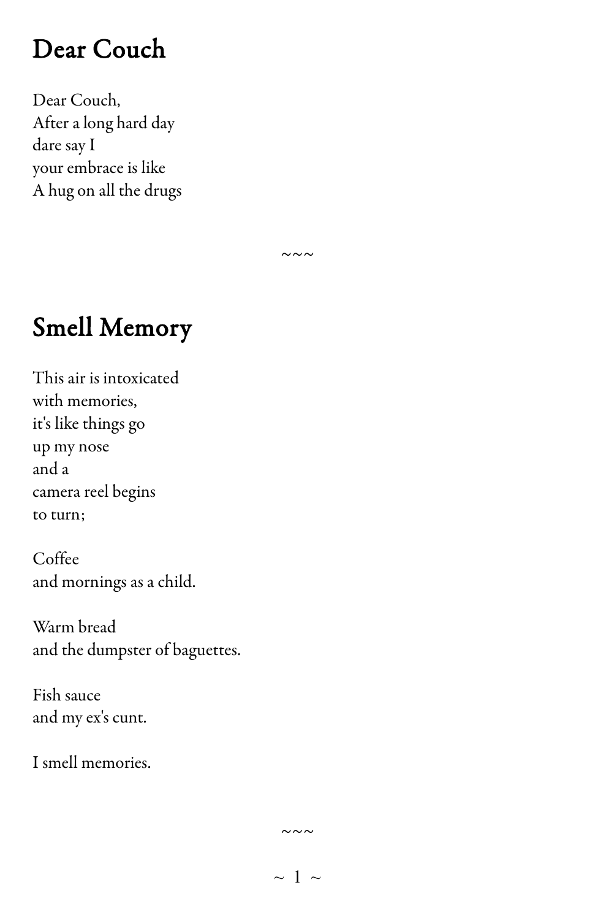# Dear Couch

Dear Couch,
After a long hard day
dare say I
your embrace is like
A hug on all the drugs

~~~

# Smell Memory

This air is intoxicated
with memories,
it's like things go
up my nose
and a
camera reel begins
to turn;

Coffee
and mornings as a child.

Warm bread
and the dumpster of baguettes.

Fish sauce
and my ex's cunt.

I smell memories.

~~~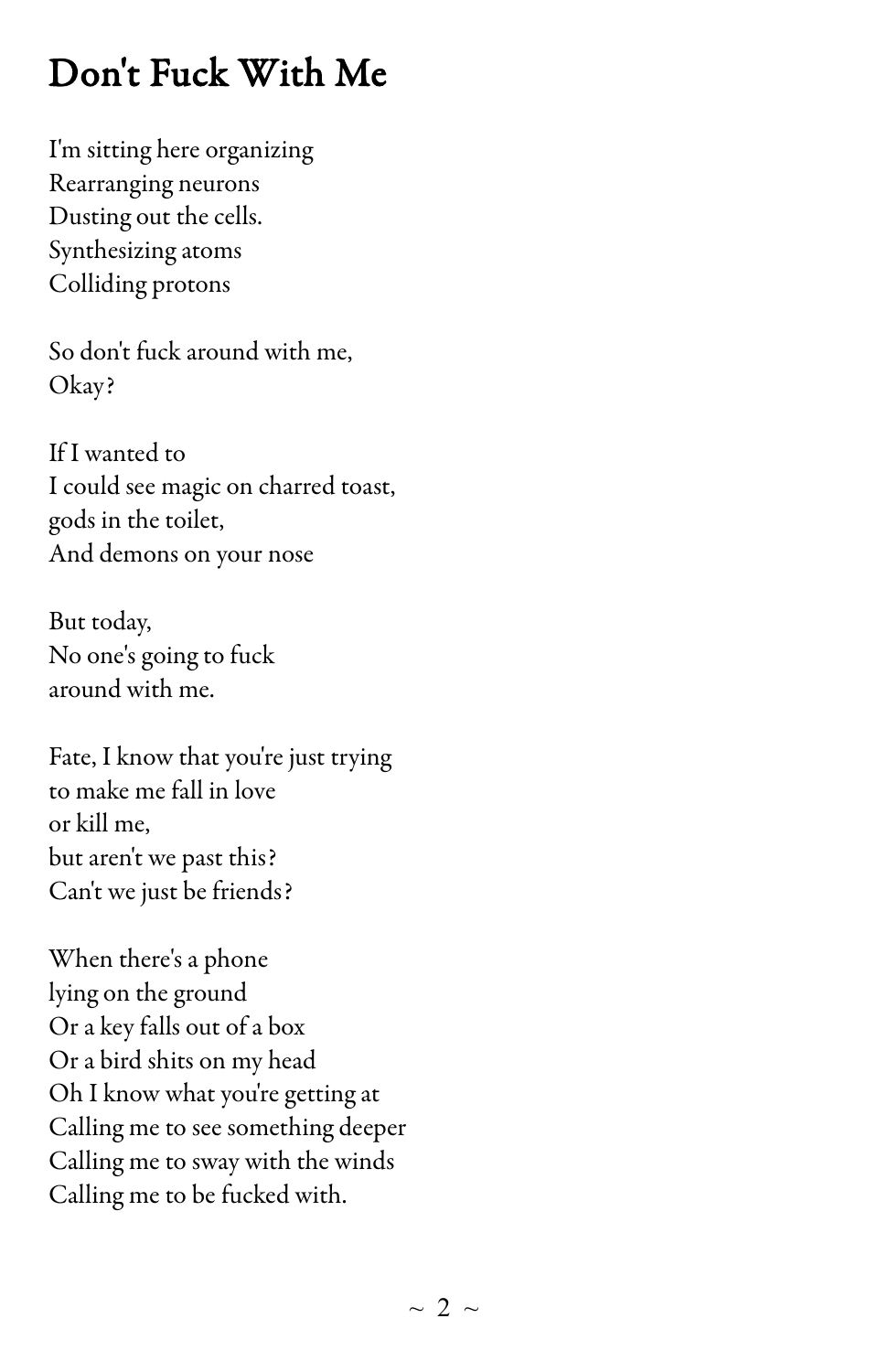# Don't Fuck With Me

I'm sitting here organizing
Rearranging neurons
Dusting out the cells.
Synthesizing atoms
Colliding protons

So don't fuck around with me,
Okay?

If I wanted to
I could see magic on charred toast,
gods in the toilet,
And demons on your nose

But today,
No one's going to fuck
around with me.

Fate, I know that you're just trying
to make me fall in love
or kill me,
but aren't we past this?
Can't we just be friends?

When there's a phone
lying on the ground
Or a key falls out of a box
Or a bird shits on my head
Oh I know what you're getting at
Calling me to see something deeper
Calling me to sway with the winds
Calling me to be fucked with.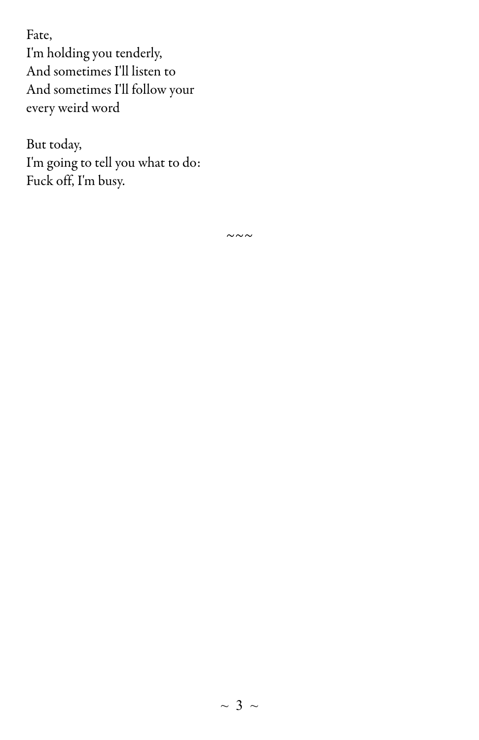Fate,  
I'm holding you tenderly,  
And sometimes I'll listen to  
And sometimes I'll follow your  
every weird word

But today,  
I'm going to tell you what to do:  
Fuck off, I'm busy.

~~~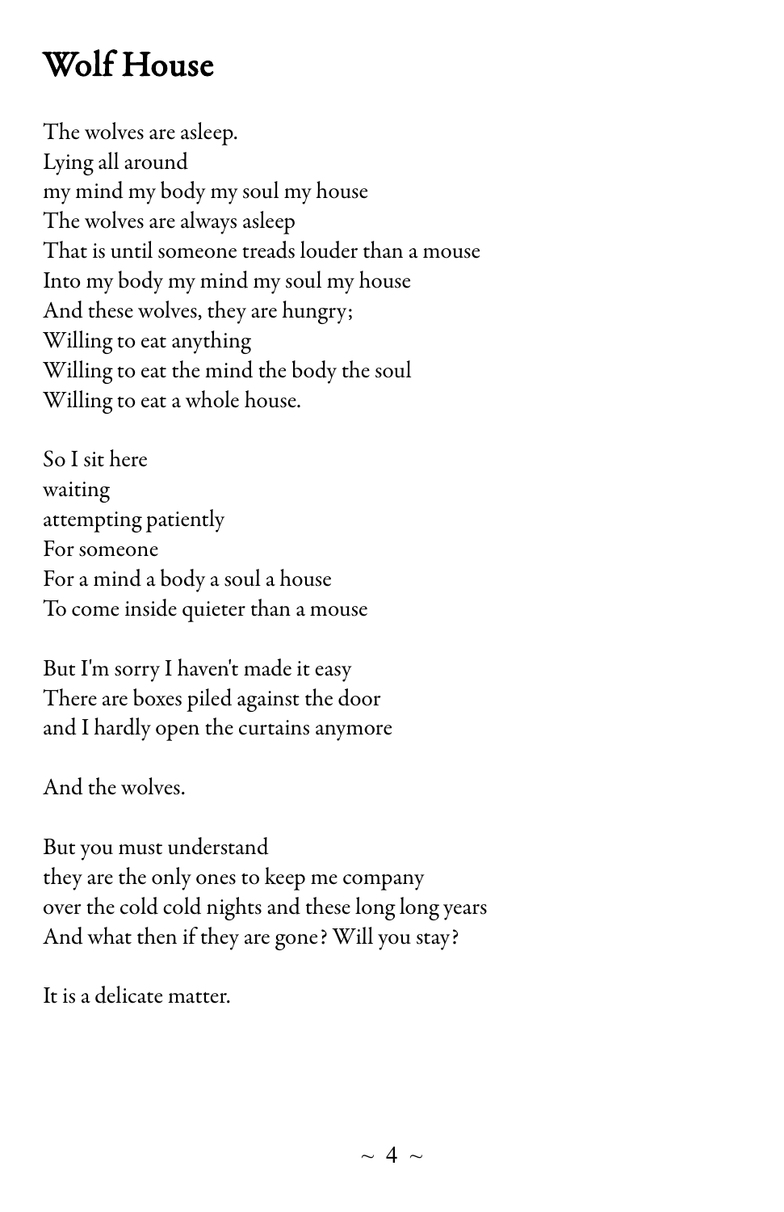# Wolf House

The wolves are asleep.  
Lying all around  
my mind my body my soul my house  
The wolves are always asleep  
That is until someone treads louder than a mouse  
Into my body my mind my soul my house  
And these wolves, they are hungry;  
Willing to eat anything  
Willing to eat the mind the body the soul  
Willing to eat a whole house.

So I sit here  
waiting  
attempting patiently  
For someone  
For a mind a body a soul a house  
To come inside quieter than a mouse

But I'm sorry I haven't made it easy  
There are boxes piled against the door  
and I hardly open the curtains anymore

And the wolves.

But you must understand  
they are the only ones to keep me company  
over the cold cold nights and these long long years  
And what then if they are gone? Will you stay?

It is a delicate matter.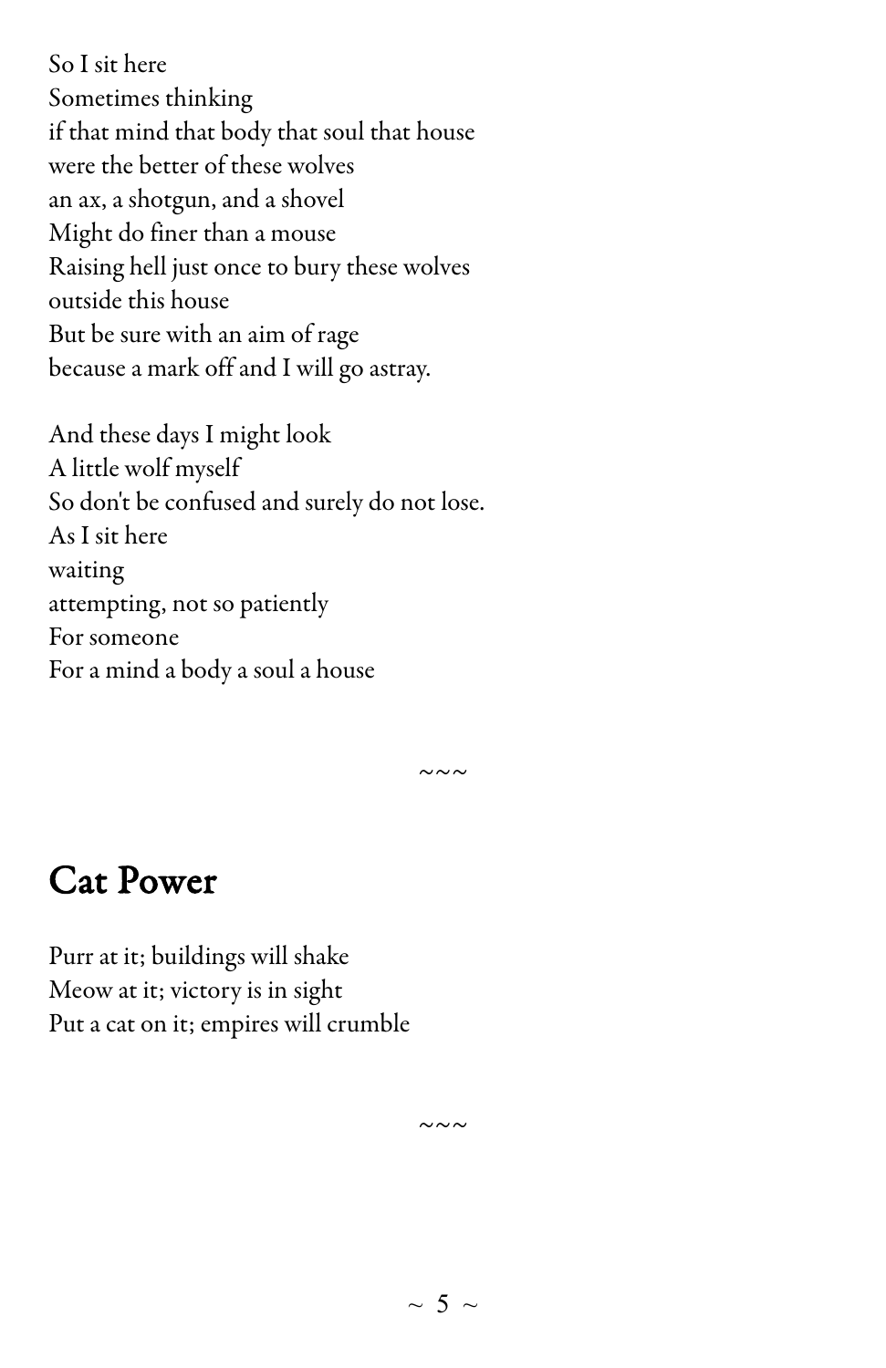So I sit here  
Sometimes thinking  
if that mind that body that soul that house  
were the better of these wolves  
an ax, a shotgun, and a shovel  
Might do finer than a mouse  
Raising hell just once to bury these wolves  
outside this house  
But be sure with an aim of rage  
because a mark off and I will go astray.

And these days I might look  
A little wolf myself  
So don't be confused and surely do not lose.  
As I sit here  
waiting  
attempting, not so patiently  
For someone  
For a mind a body a soul a house

~~~

## Cat Power

Purr at it; buildings will shake  
Meow at it; victory is in sight  
Put a cat on it; empires will crumble

~~~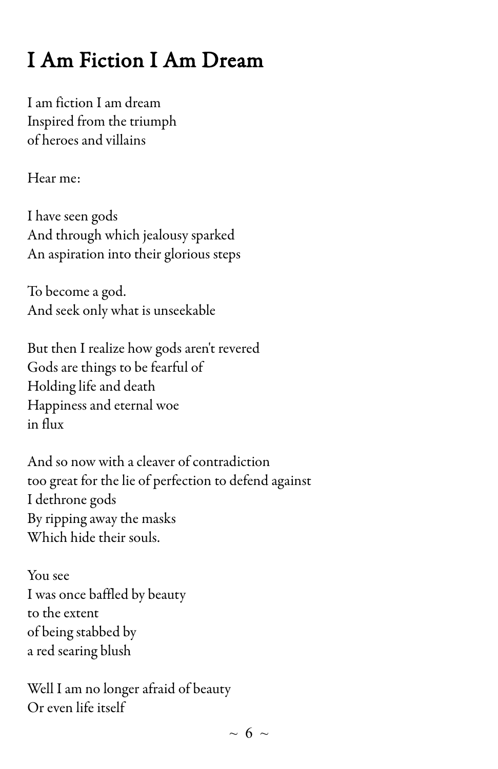# I Am Fiction I Am Dream

I am fiction I am dream
Inspired from the triumph
of heroes and villains

Hear me:

I have seen gods
And through which jealousy sparked
An aspiration into their glorious steps

To become a god.
And seek only what is unseekable

But then I realize how gods aren't revered
Gods are things to be fearful of
Holding life and death
Happiness and eternal woe
in flux

And so now with a cleaver of contradiction
too great for the lie of perfection to defend against
I dethrone gods
By ripping away the masks
Which hide their souls.

You see
I was once baffled by beauty
to the extent
of being stabbed by
a red searing blush

Well I am no longer afraid of beauty
Or even life itself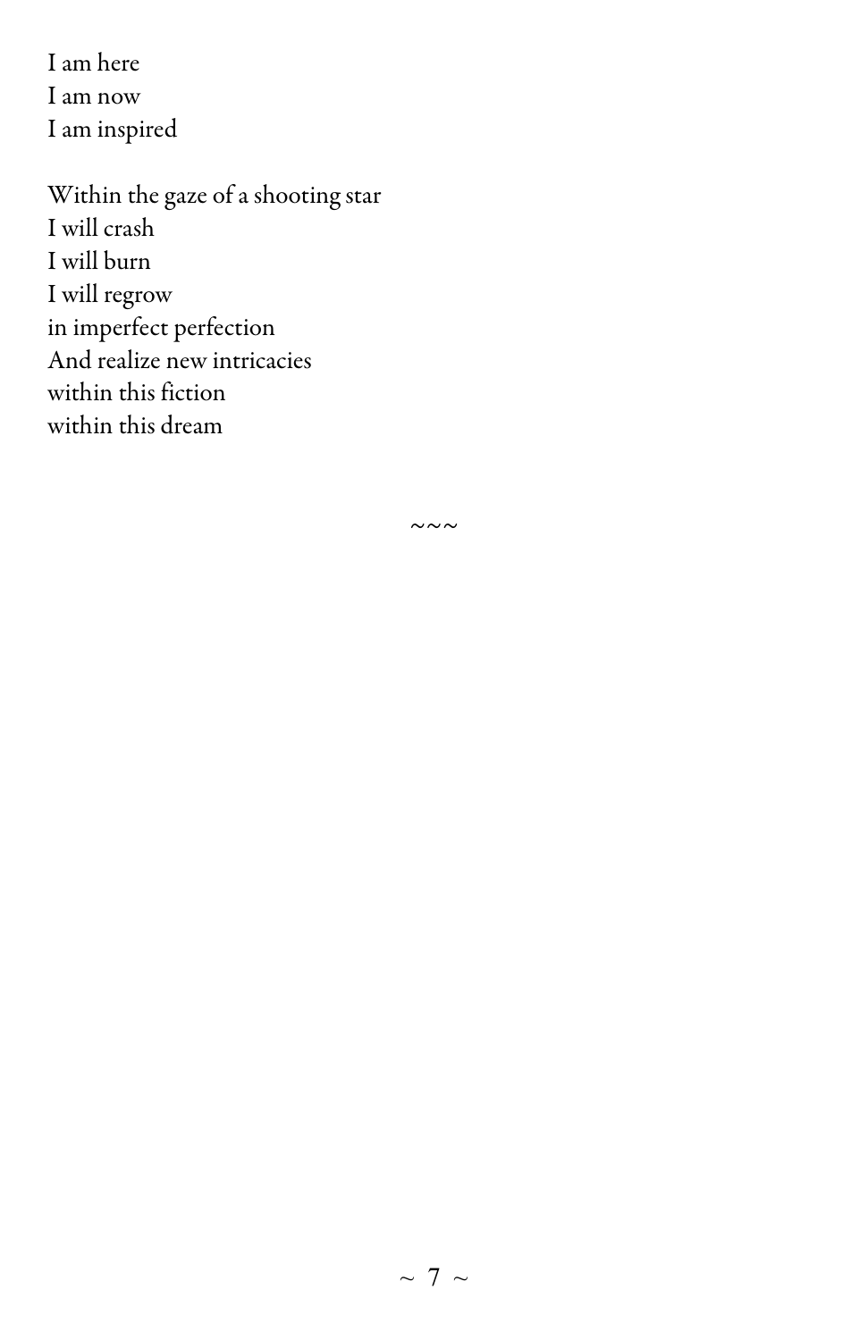I am here  
I am now  
I am inspired

Within the gaze of a shooting star  
I will crash  
I will burn  
I will regrow  
in imperfect perfection  
And realize new intricacies  
within this fiction  
within this dream

~~~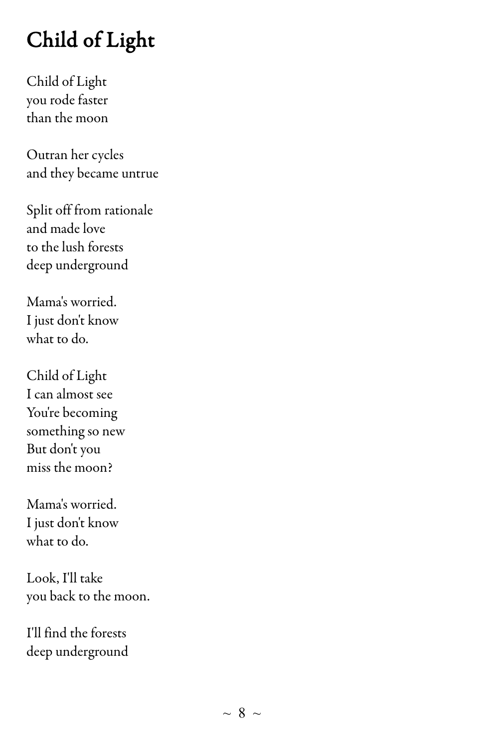# Child of Light

Child of Light
you rode faster
than the moon

Outran her cycles
and they became untrue

Split off from rationale
and made love
to the lush forests
deep underground

Mama's worried.
I just don't know
what to do.

Child of Light
I can almost see
You're becoming
something so new
But don't you
miss the moon?

Mama's worried.
I just don't know
what to do.

Look, I'll take
you back to the moon.

I'll find the forests
deep underground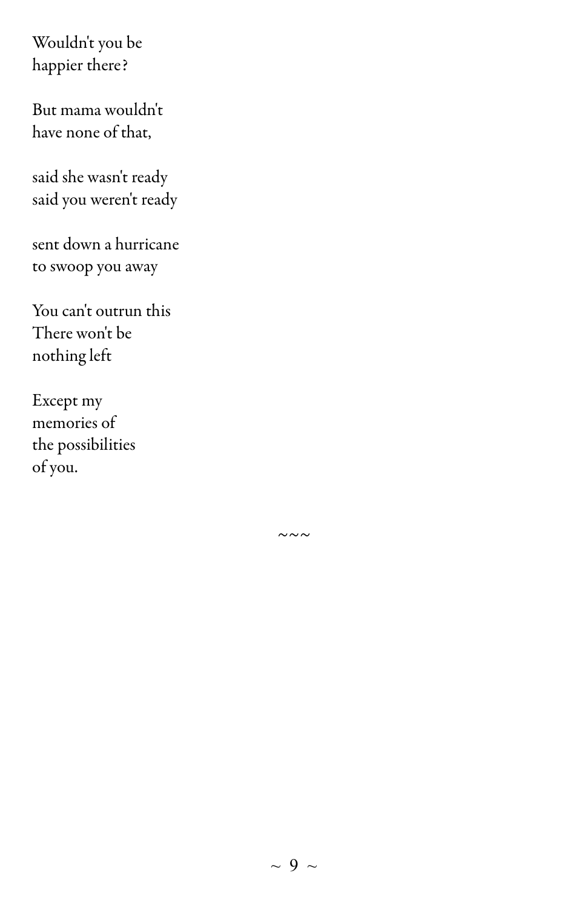Wouldn't you be
happier there?

But mama wouldn't
have none of that,

said she wasn't ready
said you weren't ready

sent down a hurricane
to swoop you away

You can't outrun this
There won't be
nothing left

Except my
memories of
the possibilities
of you.

~~~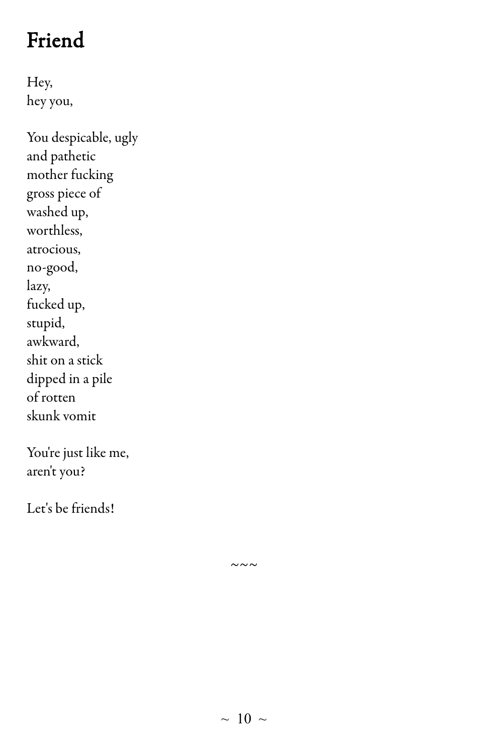# Friend

Hey,
hey you,

You despicable, ugly
and pathetic
mother fucking
gross piece of
washed up,
worthless,
atrocious,
no-good,
lazy,
fucked up,
stupid,
awkward,
shit on a stick
dipped in a pile
of rotten
skunk vomit

You're just like me,
aren't you?

Let's be friends!

~~~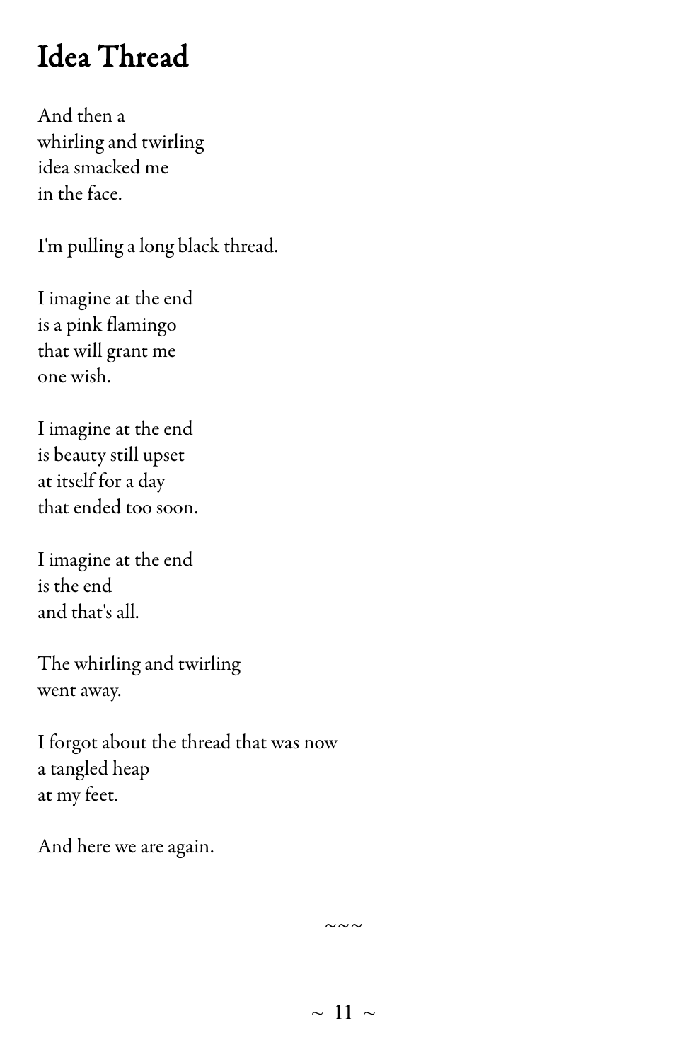# Idea Thread

And then a  
whirling and twirling  
idea smacked me  
in the face.

I'm pulling a long black thread.

I imagine at the end  
is a pink flamingo  
that will grant me  
one wish.

I imagine at the end  
is beauty still upset  
at itself for a day  
that ended too soon.

I imagine at the end  
is the end  
and that's all.

The whirling and twirling  
went away.

I forgot about the thread that was now  
a tangled heap  
at my feet.

And here we are again.

~~~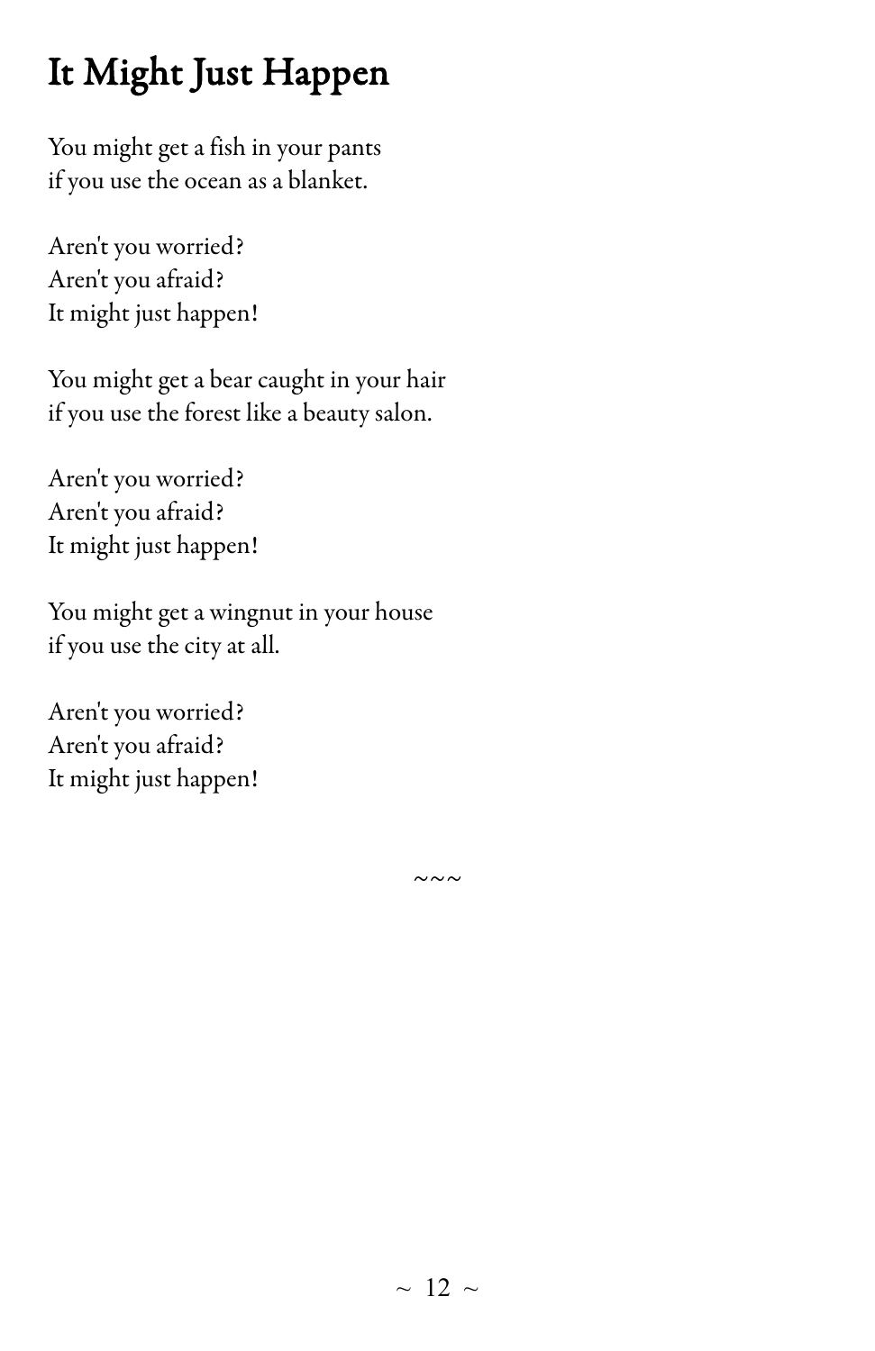# It Might Just Happen

You might get a fish in your pants
if you use the ocean as a blanket.

Aren't you worried?
Aren't you afraid?
It might just happen!

You might get a bear caught in your hair
if you use the forest like a beauty salon.

Aren't you worried?
Aren't you afraid?
It might just happen!

You might get a wingnut in your house
if you use the city at all.

Aren't you worried?
Aren't you afraid?
It might just happen!

~~~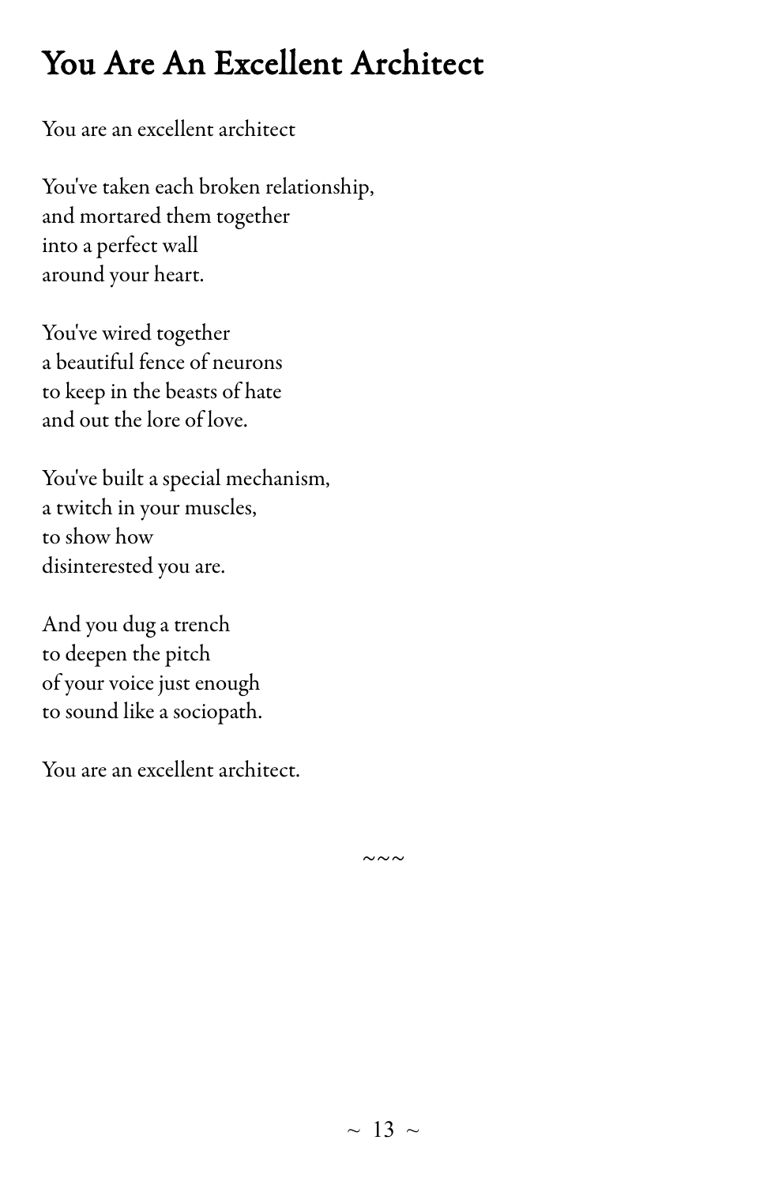# You Are An Excellent Architect

You are an excellent architect

You've taken each broken relationship,
and mortared them together
into a perfect wall
around your heart.

You've wired together
a beautiful fence of neurons
to keep in the beasts of hate
and out the lore of love.

You've built a special mechanism,
a twitch in your muscles,
to show how
disinterested you are.

And you dug a trench
to deepen the pitch
of your voice just enough
to sound like a sociopath.

You are an excellent architect.

~~~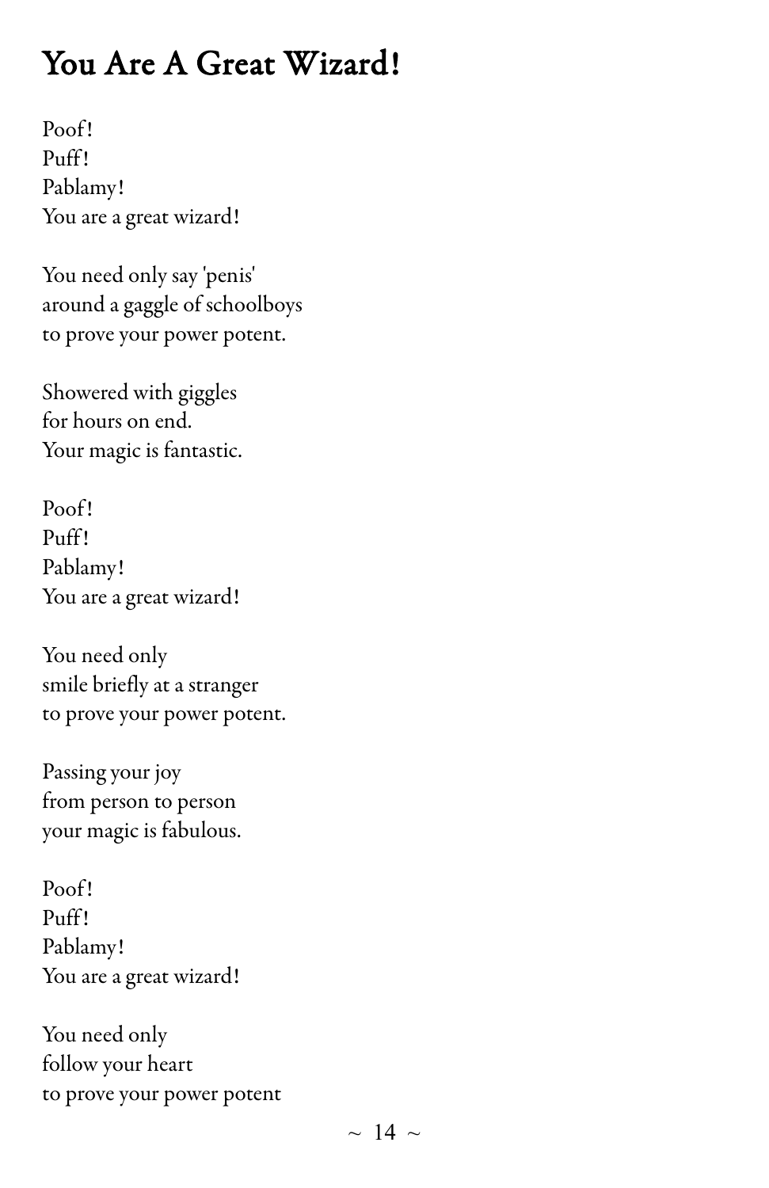# You Are A Great Wizard!

Poof!
Puff!
Pablamy!
You are a great wizard!

You need only say 'penis'
around a gaggle of schoolboys
to prove your power potent.

Showered with giggles
for hours on end.
Your magic is fantastic.

Poof!
Puff!
Pablamy!
You are a great wizard!

You need only
smile briefly at a stranger
to prove your power potent.

Passing your joy
from person to person
your magic is fabulous.

Poof!
Puff!
Pablamy!
You are a great wizard!

You need only
follow your heart
to prove your power potent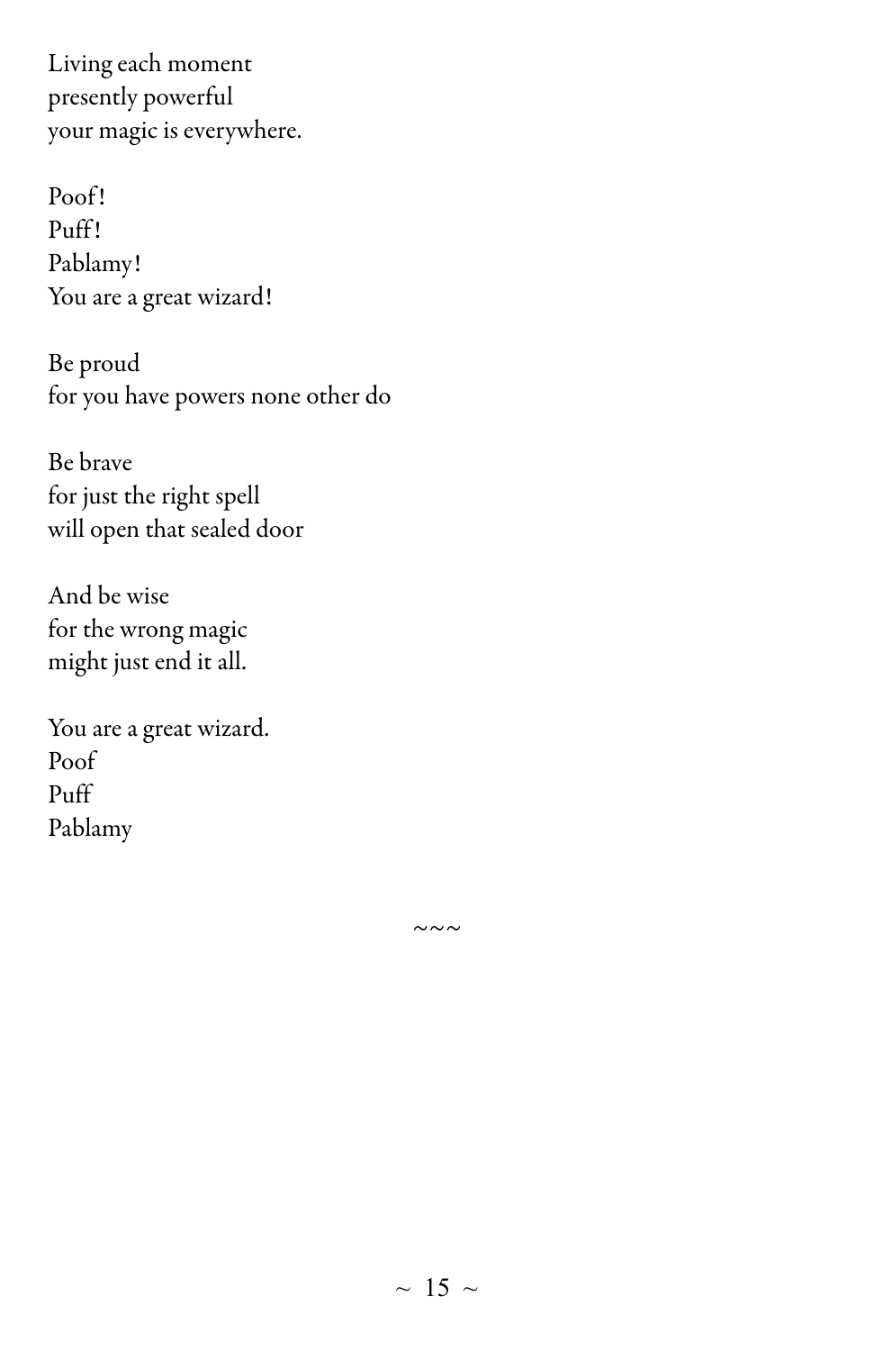Living each moment
presently powerful
your magic is everywhere.

Poof!
Puff!
Pablamy!
You are a great wizard!

Be proud
for you have powers none other do

Be brave
for just the right spell
will open that sealed door

And be wise
for the wrong magic
might just end it all.

You are a great wizard.
Poof
Puff
Pablamy

~~~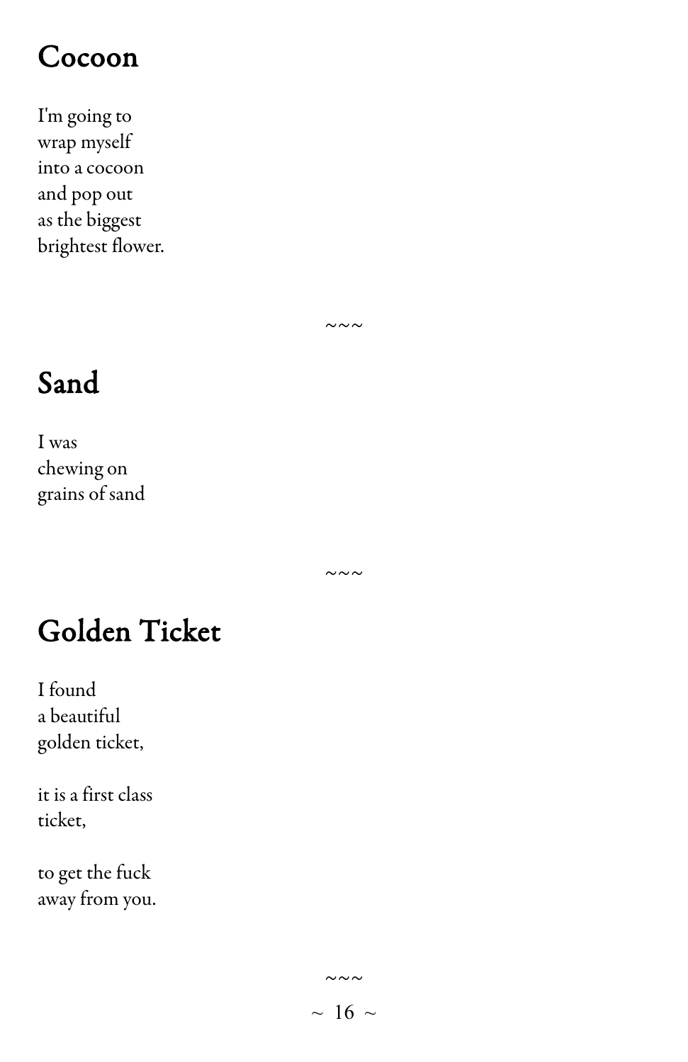## Cocoon

I'm going to
wrap myself
into a cocoon
and pop out
as the biggest
brightest flower.

~~~

## Sand

I was
chewing on
grains of sand

~~~

## Golden Ticket

I found
a beautiful
golden ticket,

it is a first class
ticket,

to get the fuck
away from you.

~~~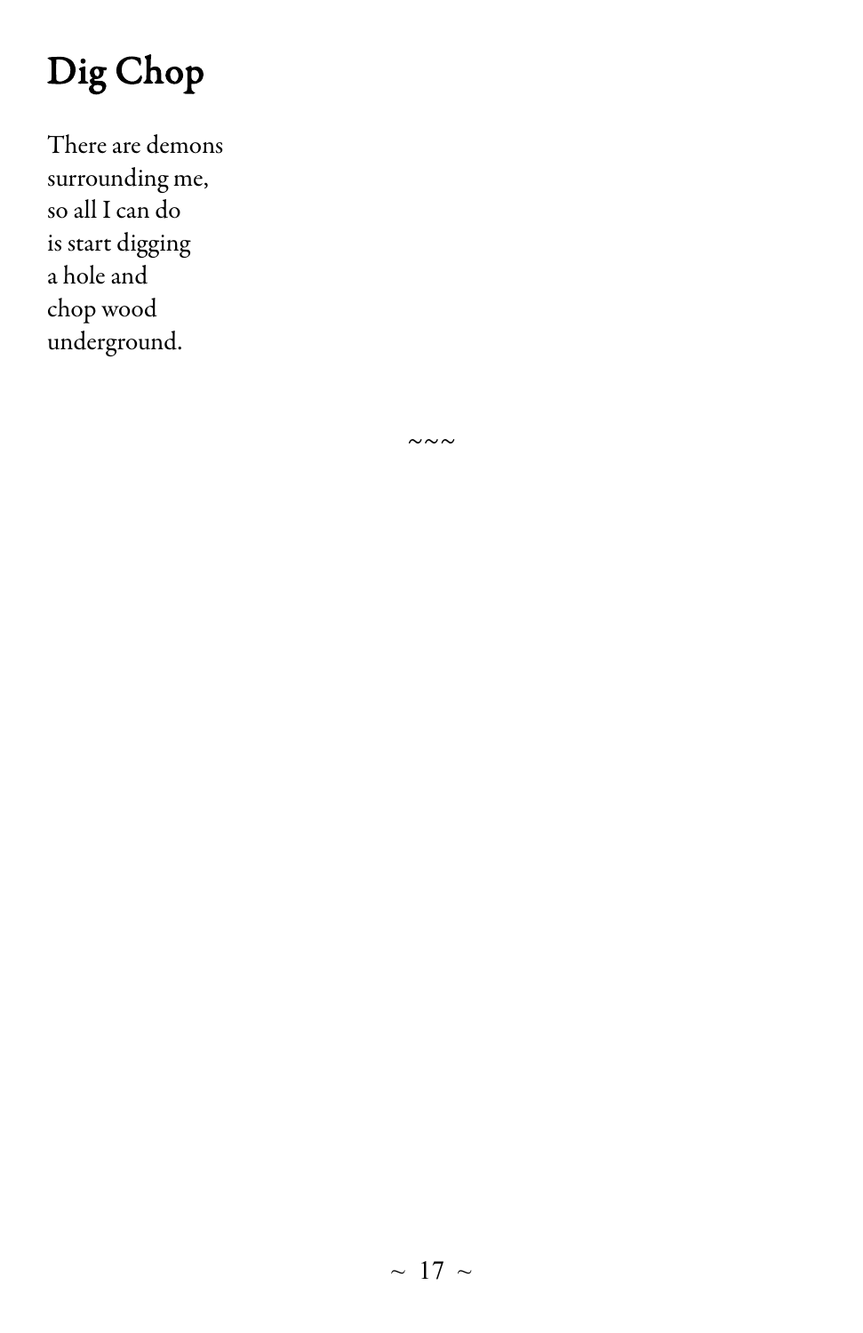# Dig Chop

There are demons  
surrounding me,  
so all I can do  
is start digging  
a hole and  
chop wood  
underground.

~~~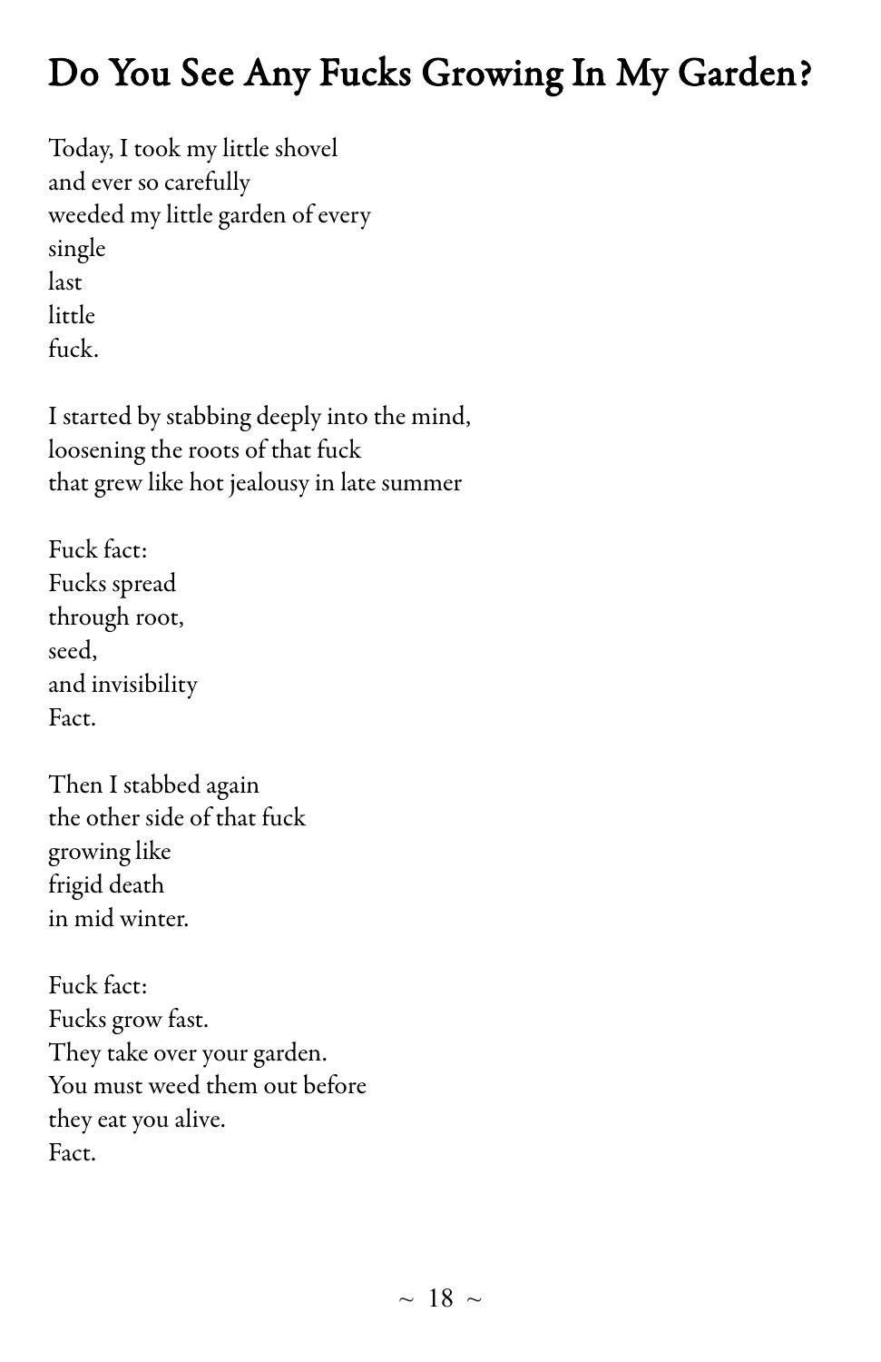# Do You See Any Fucks Growing In My Garden?

Today, I took my little shovel
and ever so carefully
weeded my little garden of every
single
last
little
fuck.

I started by stabbing deeply into the mind,
loosening the roots of that fuck
that grew like hot jealousy in late summer

Fuck fact:
Fucks spread
through root,
seed,
and invisibility
Fact.

Then I stabbed again
the other side of that fuck
growing like
frigid death
in mid winter.

Fuck fact:
Fucks grow fast.
They take over your garden.
You must weed them out before
they eat you alive.
Fact.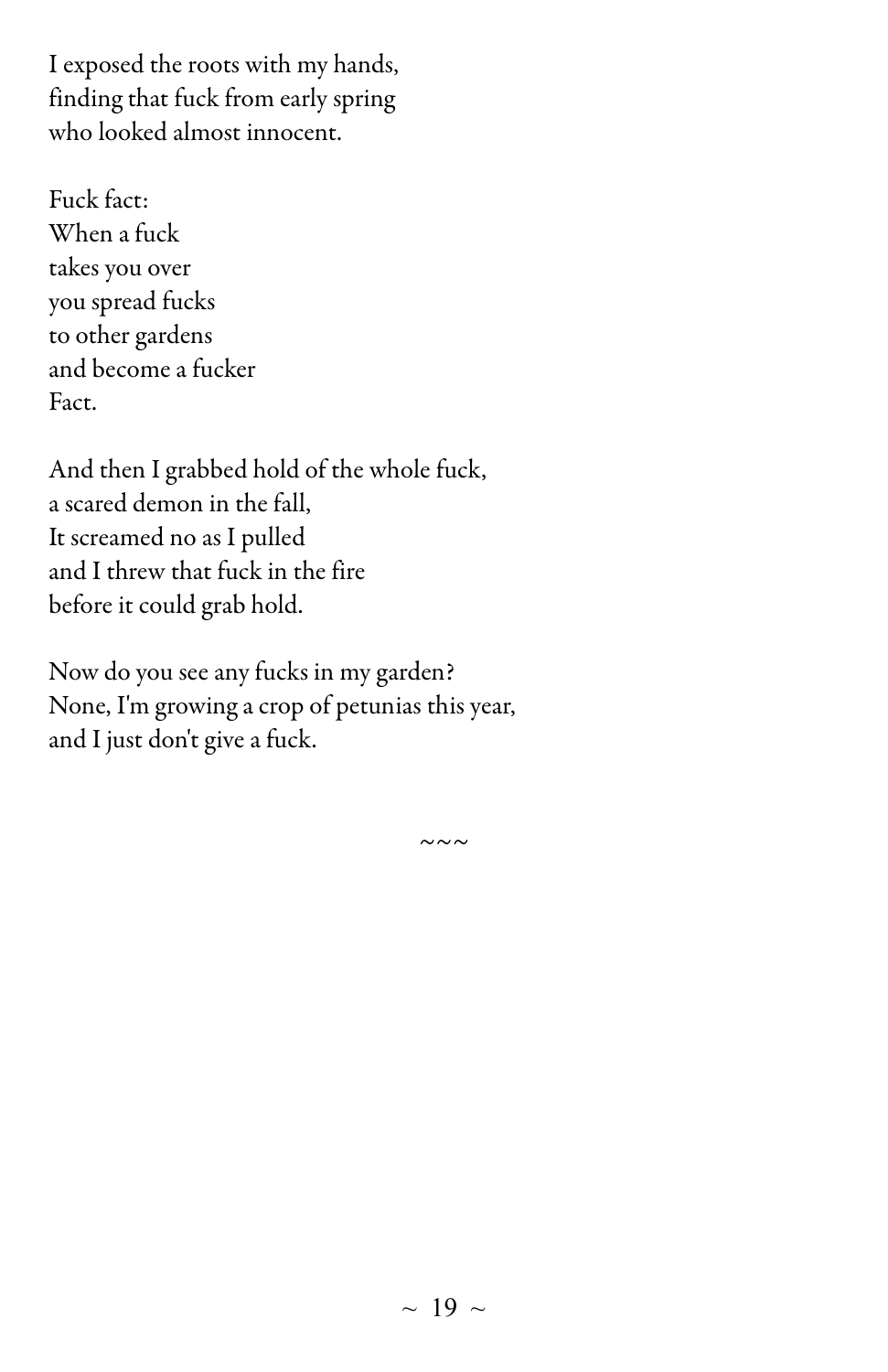I exposed the roots with my hands,
finding that fuck from early spring
who looked almost innocent.

Fuck fact:
When a fuck
takes you over
you spread fucks
to other gardens
and become a fucker
Fact.

And then I grabbed hold of the whole fuck,
a scared demon in the fall,
It screamed no as I pulled
and I threw that fuck in the fire
before it could grab hold.

Now do you see any fucks in my garden?
None, I'm growing a crop of petunias this year,
and I just don't give a fuck.

~~~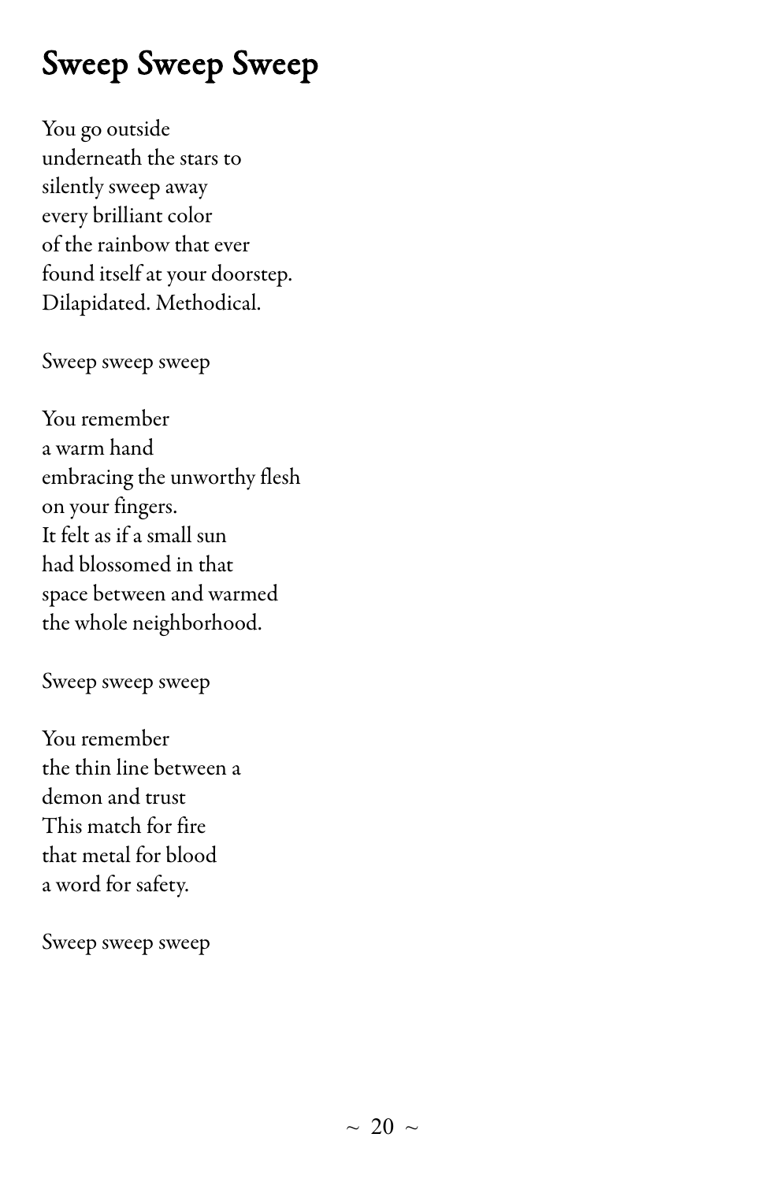# Sweep Sweep Sweep

You go outside
underneath the stars to
silently sweep away
every brilliant color
of the rainbow that ever
found itself at your doorstep.
Dilapidated. Methodical.

Sweep sweep sweep

You remember
a warm hand
embracing the unworthy flesh
on your fingers.
It felt as if a small sun
had blossomed in that
space between and warmed
the whole neighborhood.

Sweep sweep sweep

You remember
the thin line between a
demon and trust
This match for fire
that metal for blood
a word for safety.

Sweep sweep sweep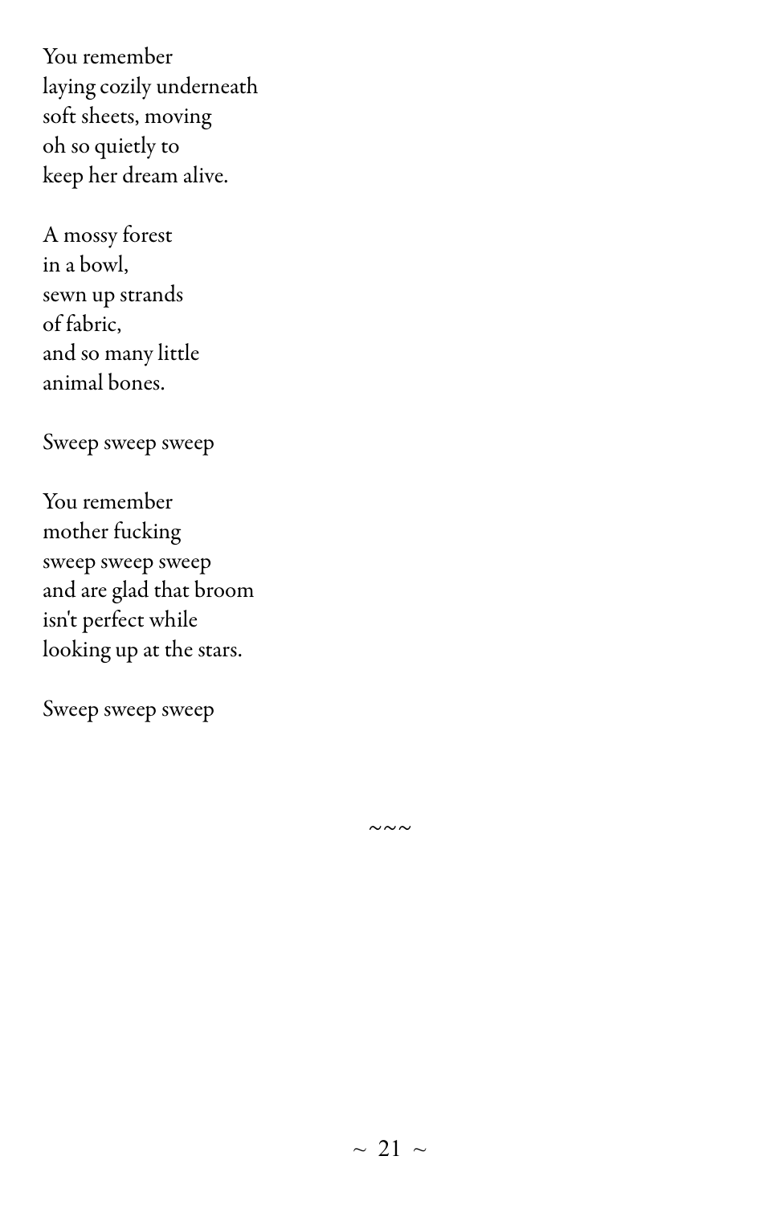You remember
laying cozily underneath
soft sheets, moving
oh so quietly to
keep her dream alive.

A mossy forest
in a bowl,
sewn up strands
of fabric,
and so many little
animal bones.

Sweep sweep sweep

You remember
mother fucking
sweep sweep sweep
and are glad that broom
isn't perfect while
looking up at the stars.

Sweep sweep sweep

~~~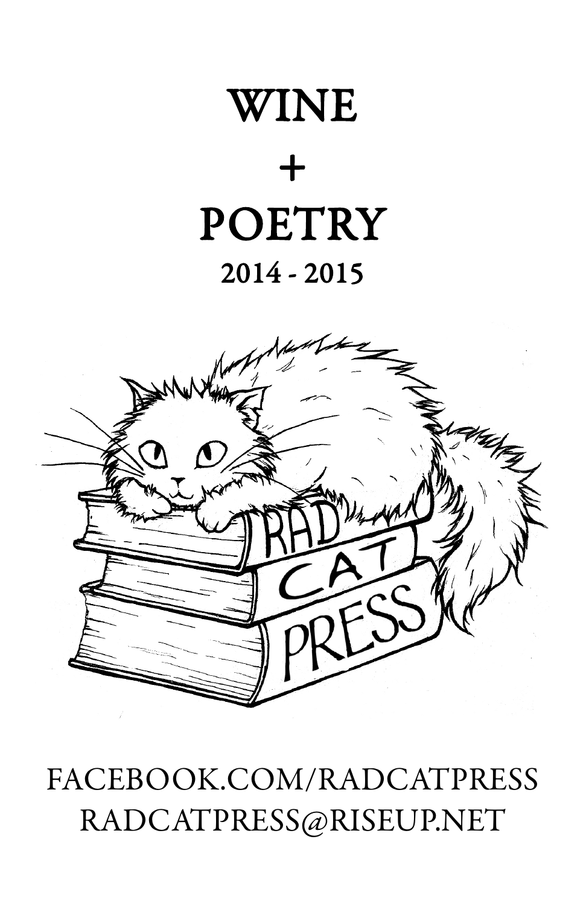# WINE
# +
# POETRY

## 2014 - 2015

FACEBOOK.COM/RADCATPRESS
RADCATPRESS@RISEUP.NET